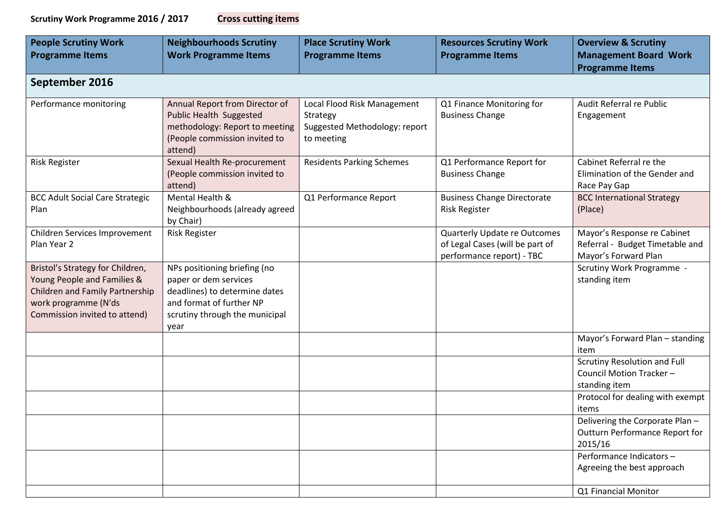**Scrutiny Work Programme 2016 / 2017** **Cross cutting items**

| People Scrutiny Work Programme Items | Neighbourhoods Scrutiny Work Programme Items | Place Scrutiny Work Programme Items | Resources Scrutiny Work Programme Items | Overview & Scrutiny Management Board Work Programme Items |
|---|---|---|---|---|
| **September 2016** | | | | |
| Performance monitoring | Annual Report from Director of Public Health Suggested methodology: Report to meeting (People commission invited to attend) | Local Flood Risk Management Strategy Suggested Methodology: report to meeting | Q1 Finance Monitoring for Business Change | Audit Referral re Public Engagement |
| Risk Register | Sexual Health Re-procurement (People commission invited to attend) | Residents Parking Schemes | Q1 Performance Report for Business Change | Cabinet Referral re the Elimination of the Gender and Race Pay Gap |
| BCC Adult Social Care Strategic Plan | Mental Health & Neighbourhoods (already agreed by Chair) | Q1 Performance Report | Business Change Directorate Risk Register | BCC International Strategy (Place) |
| Children Services Improvement Plan Year 2 | Risk Register | | Quarterly Update re Outcomes of Legal Cases (will be part of performance report) - TBC | Mayor's Response re Cabinet Referral - Budget Timetable and Mayor's Forward Plan |
| Bristol's Strategy for Children, Young People and Families & Children and Family Partnership work programme (N'ds Commission invited to attend) | NPs positioning briefing (no paper or dem services deadlines) to determine dates and format of further NP scrutiny through the municipal year | | | Scrutiny Work Programme - standing item |
| | | | | Mayor's Forward Plan – standing item |
| | | | | Scrutiny Resolution and Full Council Motion Tracker – standing item |
| | | | | Protocol for dealing with exempt items |
| | | | | Delivering the Corporate Plan – Outturn Performance Report for 2015/16 |
| | | | | Performance Indicators – Agreeing the best approach |
| | | | | Q1 Financial Monitor |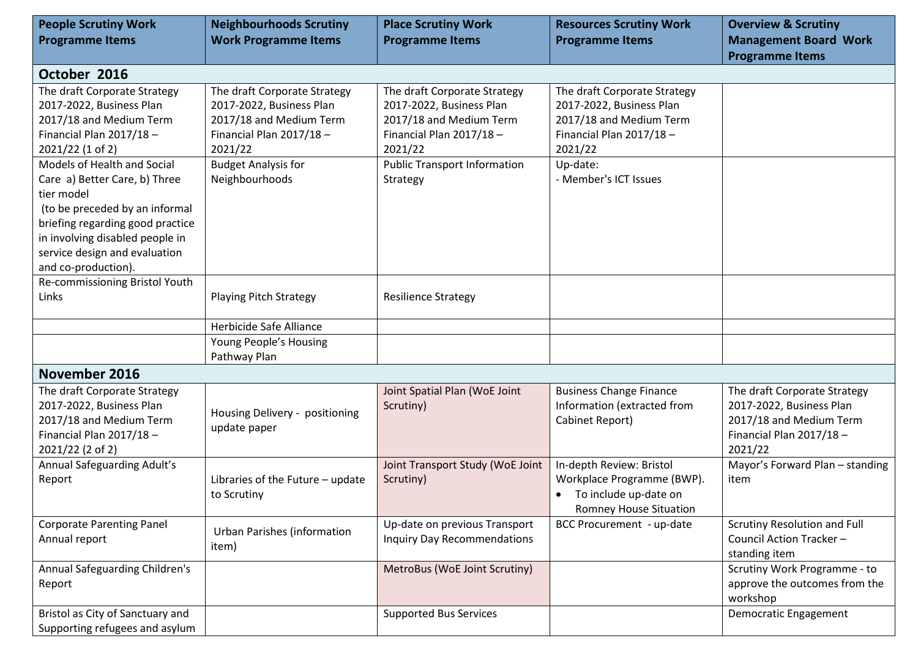| People Scrutiny Work Programme Items | Neighbourhoods Scrutiny Work Programme Items | Place Scrutiny Work Programme Items | Resources Scrutiny Work Programme Items | Overview & Scrutiny Management Board Work Programme Items |
|---|---|---|---|---|
| **October 2016** | | | | |
| The draft Corporate Strategy 2017-2022, Business Plan 2017/18 and Medium Term Financial Plan 2017/18 – 2021/22 (1 of 2) | The draft Corporate Strategy 2017-2022, Business Plan 2017/18 and Medium Term Financial Plan 2017/18 – 2021/22 | The draft Corporate Strategy 2017-2022, Business Plan 2017/18 and Medium Term Financial Plan 2017/18 – 2021/22 | The draft Corporate Strategy 2017-2022, Business Plan 2017/18 and Medium Term Financial Plan 2017/18 – 2021/22 | |
| Models of Health and Social Care a) Better Care, b) Three tier model (to be preceded by an informal briefing regarding good practice in involving disabled people in service design and evaluation and co-production). | Budget Analysis for Neighbourhoods | Public Transport Information Strategy | Up-date:<br>- Member's ICT Issues | |
| Re-commissioning Bristol Youth Links | Playing Pitch Strategy | Resilience Strategy | | |
| | Herbicide Safe Alliance | | | |
| | Young People's Housing Pathway Plan | | | |
| **November 2016** | | | | |
| The draft Corporate Strategy 2017-2022, Business Plan 2017/18 and Medium Term Financial Plan 2017/18 – 2021/22 (2 of 2) | Housing Delivery - positioning update paper | Joint Spatial Plan (WoE Joint Scrutiny) | Business Change Finance Information (extracted from Cabinet Report) | The draft Corporate Strategy 2017-2022, Business Plan 2017/18 and Medium Term Financial Plan 2017/18 – 2021/22 |
| Annual Safeguarding Adult's Report | Libraries of the Future – update to Scrutiny | Joint Transport Study (WoE Joint Scrutiny) | In-depth Review: Bristol Workplace Programme (BWP).<br>• To include up-date on Romney House Situation | Mayor's Forward Plan – standing item |
| Corporate Parenting Panel Annual report | Urban Parishes (information item) | Up-date on previous Transport Inquiry Day Recommendations | BCC Procurement - up-date | Scrutiny Resolution and Full Council Action Tracker – standing item |
| Annual Safeguarding Children's Report | | MetroBus (WoE Joint Scrutiny) | | Scrutiny Work Programme - to approve the outcomes from the workshop |
| Bristol as City of Sanctuary and Supporting refugees and asylum | | Supported Bus Services | | Democratic Engagement |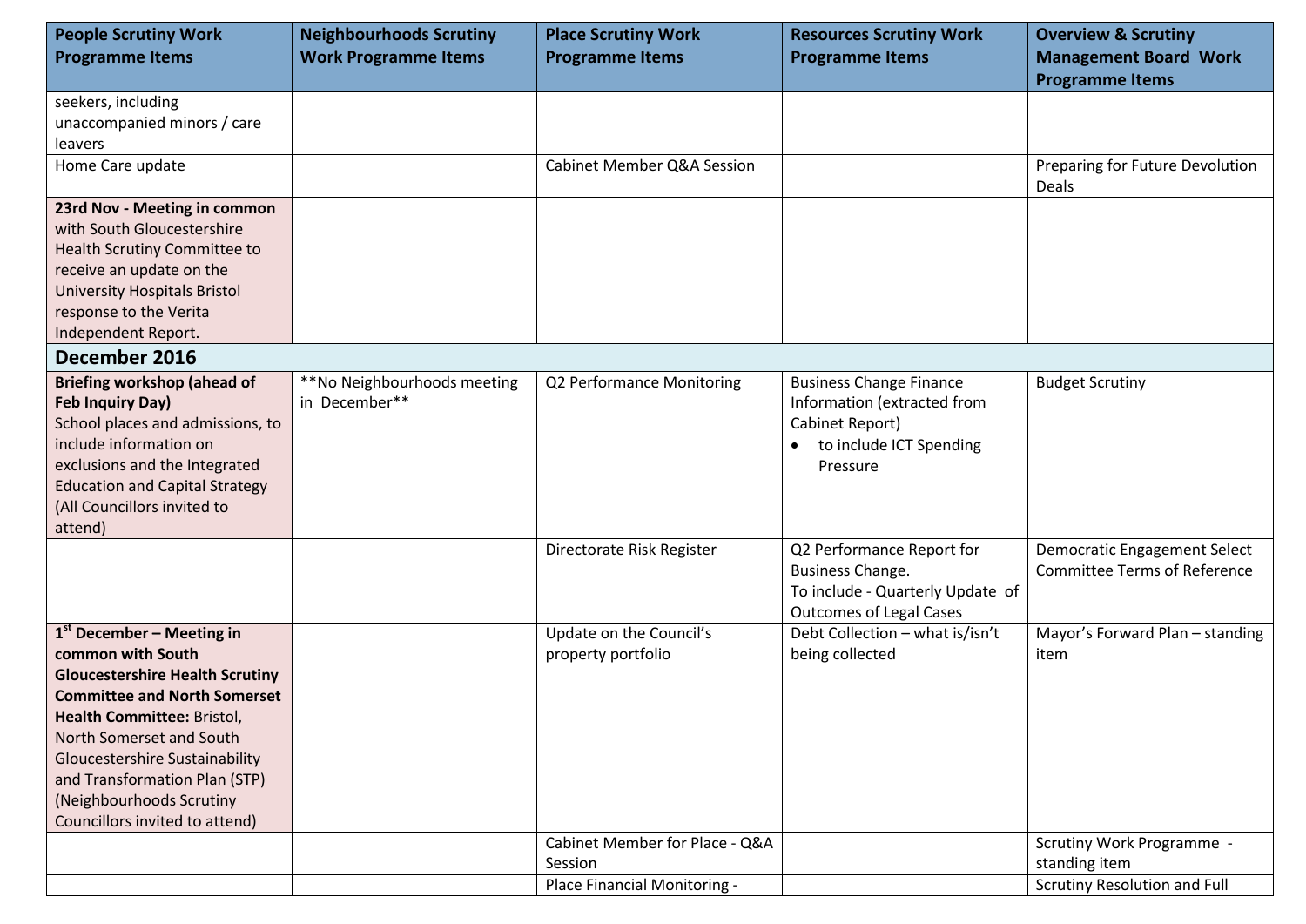| People Scrutiny Work Programme Items | Neighbourhoods Scrutiny Work Programme Items | Place Scrutiny Work Programme Items | Resources Scrutiny Work Programme Items | Overview & Scrutiny Management Board Work Programme Items |
|---|---|---|---|---|
| seekers, including unaccompanied minors / care leavers | | | | |
| Home Care update | | Cabinet Member Q&A Session | | Preparing for Future Devolution Deals |
| **23rd Nov - Meeting in common** with South Gloucestershire Health Scrutiny Committee to receive an update on the University Hospitals Bristol response to the Verita Independent Report. | | | | |
| **December 2016** | | | | |
| **Briefing workshop (ahead of Feb Inquiry Day)** School places and admissions, to include information on exclusions and the Integrated Education and Capital Strategy (All Councillors invited to attend) | **No Neighbourhoods meeting in December** | Q2 Performance Monitoring | Business Change Finance Information (extracted from Cabinet Report) <br>• to include ICT Spending Pressure | Budget Scrutiny |
| | | Directorate Risk Register | Q2 Performance Report for Business Change. To include - Quarterly Update of Outcomes of Legal Cases | Democratic Engagement Select Committee Terms of Reference |
| **1st December – Meeting in common with South Gloucestershire Health Scrutiny Committee and North Somerset Health Committee:** Bristol, North Somerset and South Gloucestershire Sustainability and Transformation Plan (STP) (Neighbourhoods Scrutiny Councillors invited to attend) | | Update on the Council's property portfolio | Debt Collection – what is/isn't being collected | Mayor's Forward Plan – standing item |
| | | Cabinet Member for Place - Q&A Session | | Scrutiny Work Programme - standing item |
| | | Place Financial Monitoring - | | Scrutiny Resolution and Full |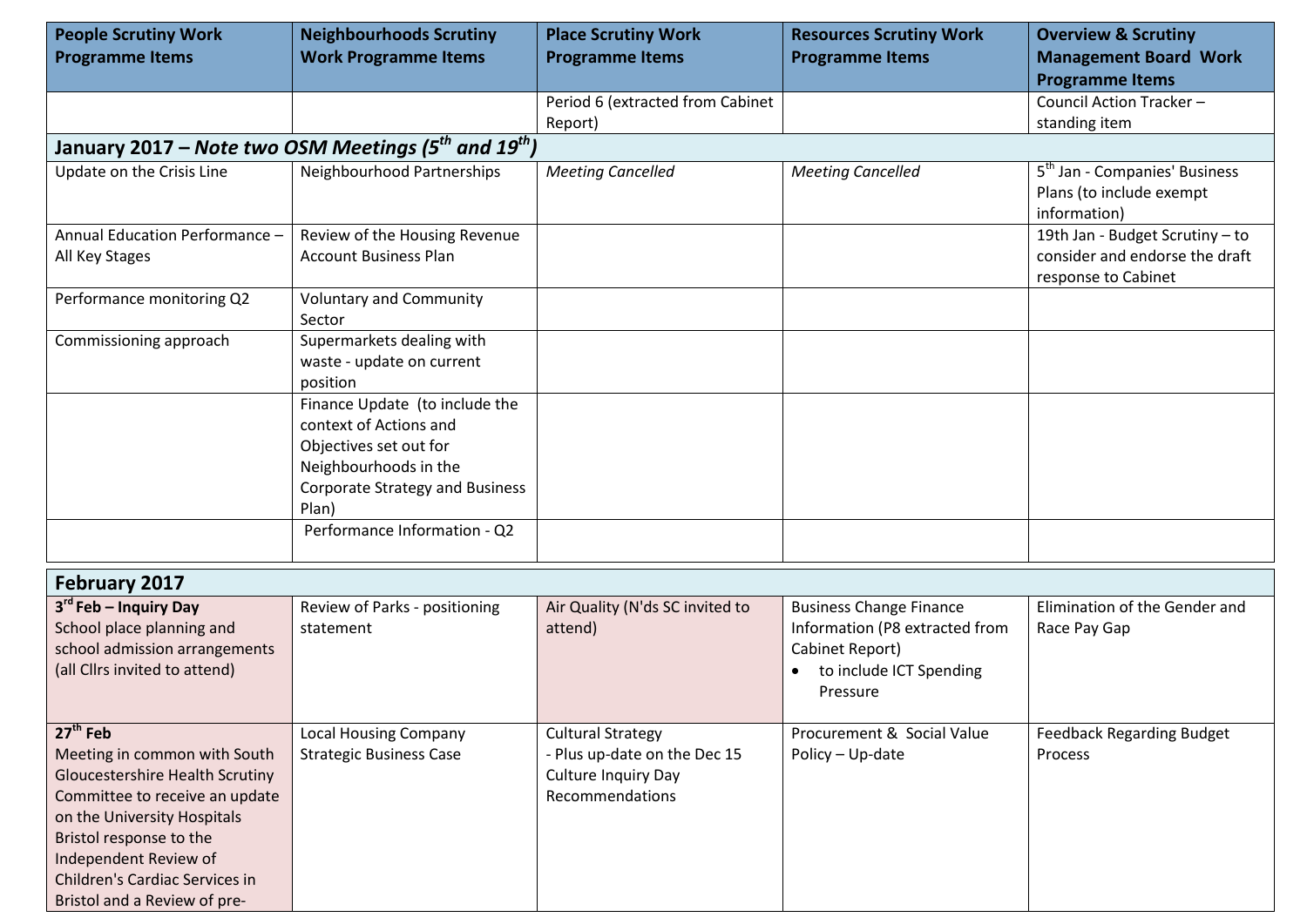| People Scrutiny Work Programme Items | Neighbourhoods Scrutiny Work Programme Items | Place Scrutiny Work Programme Items | Resources Scrutiny Work Programme Items | Overview & Scrutiny Management Board Work Programme Items |
|---|---|---|---|---|
| | | Period 6 (extracted from Cabinet Report) | | Council Action Tracker – standing item |
| **January 2017 – *Note two OSM Meetings (5th and 19th)*** | | | | |
| Update on the Crisis Line | Neighbourhood Partnerships | *Meeting Cancelled* | *Meeting Cancelled* | 5th Jan - Companies' Business Plans (to include exempt information) |
| Annual Education Performance – All Key Stages | Review of the Housing Revenue Account Business Plan | | | 19th Jan - Budget Scrutiny – to consider and endorse the draft response to Cabinet |
| Performance monitoring Q2 | Voluntary and Community Sector | | | |
| Commissioning approach | Supermarkets dealing with waste - update on current position | | | |
| | Finance Update (to include the context of Actions and Objectives set out for Neighbourhoods in the Corporate Strategy and Business Plan) | | | |
| | Performance Information - Q2 | | | |
| **February 2017** | | | | |
| **3rd Feb – Inquiry Day** School place planning and school admission arrangements (all Cllrs invited to attend) | Review of Parks - positioning statement | Air Quality (N'ds SC invited to attend) | Business Change Finance Information (P8 extracted from Cabinet Report) <br> • to include ICT Spending Pressure | Elimination of the Gender and Race Pay Gap |
| **27th Feb** Meeting in common with South Gloucestershire Health Scrutiny Committee to receive an update on the University Hospitals Bristol response to the Independent Review of Children's Cardiac Services in Bristol and a Review of pre- | Local Housing Company Strategic Business Case | Cultural Strategy <br> - Plus up-date on the Dec 15 Culture Inquiry Day Recommendations | Procurement & Social Value Policy – Up-date | Feedback Regarding Budget Process |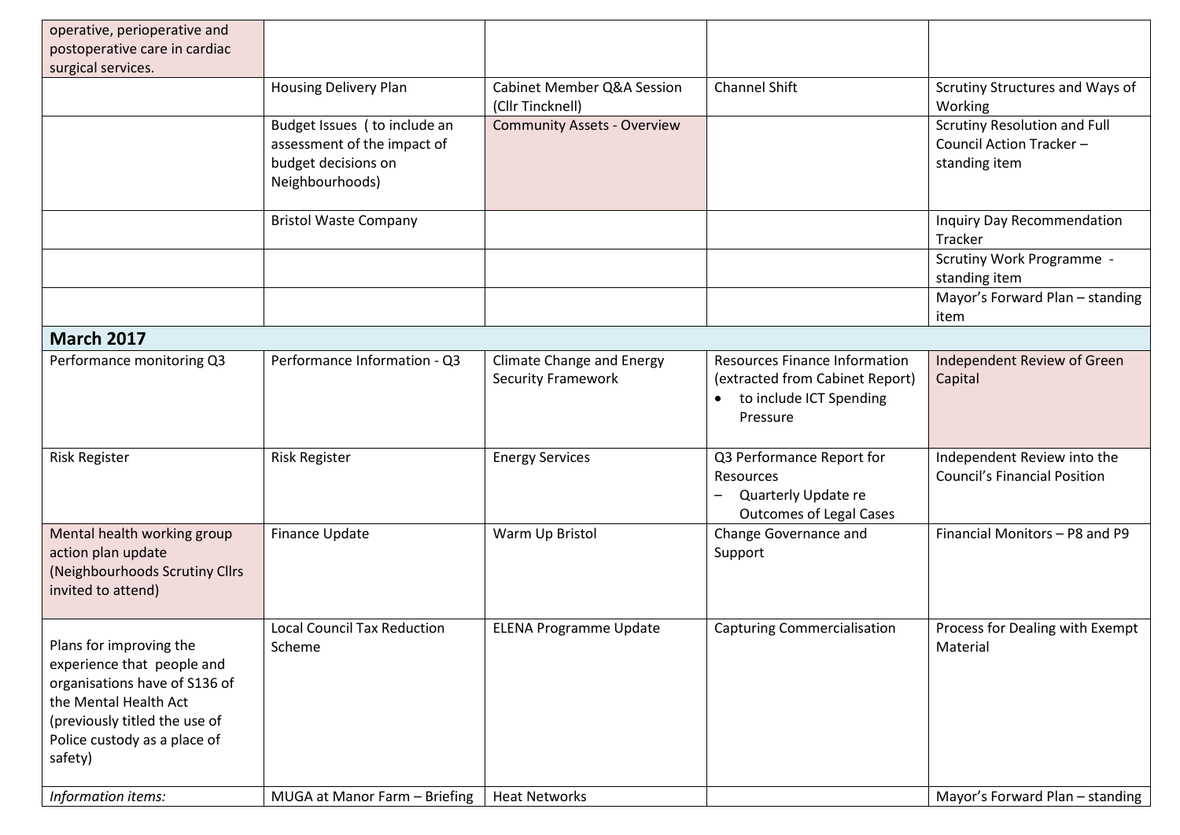| | | | | |
|---|---|---|---|---|
| operative, perioperative and postoperative care in cardiac surgical services. | | | | |
| | Housing Delivery Plan | Cabinet Member Q&A Session (Cllr Tincknell) | Channel Shift | Scrutiny Structures and Ways of Working |
| | Budget Issues ( to include an assessment of the impact of budget decisions on Neighbourhoods) | Community Assets - Overview | | Scrutiny Resolution and Full Council Action Tracker – standing item |
| | Bristol Waste Company | | | Inquiry Day Recommendation Tracker |
| | | | | Scrutiny Work Programme - standing item |
| | | | | Mayor's Forward Plan – standing item |
| **March 2017** | | | | |
| Performance monitoring Q3 | Performance Information - Q3 | Climate Change and Energy Security Framework | Resources Finance Information (extracted from Cabinet Report)<br>• to include ICT Spending Pressure | Independent Review of Green Capital |
| Risk Register | Risk Register | Energy Services | Q3 Performance Report for Resources<br>– Quarterly Update re Outcomes of Legal Cases | Independent Review into the Council's Financial Position |
| Mental health working group action plan update (Neighbourhoods Scrutiny Cllrs invited to attend) | Finance Update | Warm Up Bristol | Change Governance and Support | Financial Monitors – P8 and P9 |
| Plans for improving the experience that people and organisations have of S136 of the Mental Health Act (previously titled the use of Police custody as a place of safety) | Local Council Tax Reduction Scheme | ELENA Programme Update | Capturing Commercialisation | Process for Dealing with Exempt Material |
| *Information items:* | MUGA at Manor Farm – Briefing | Heat Networks | | Mayor's Forward Plan – standing |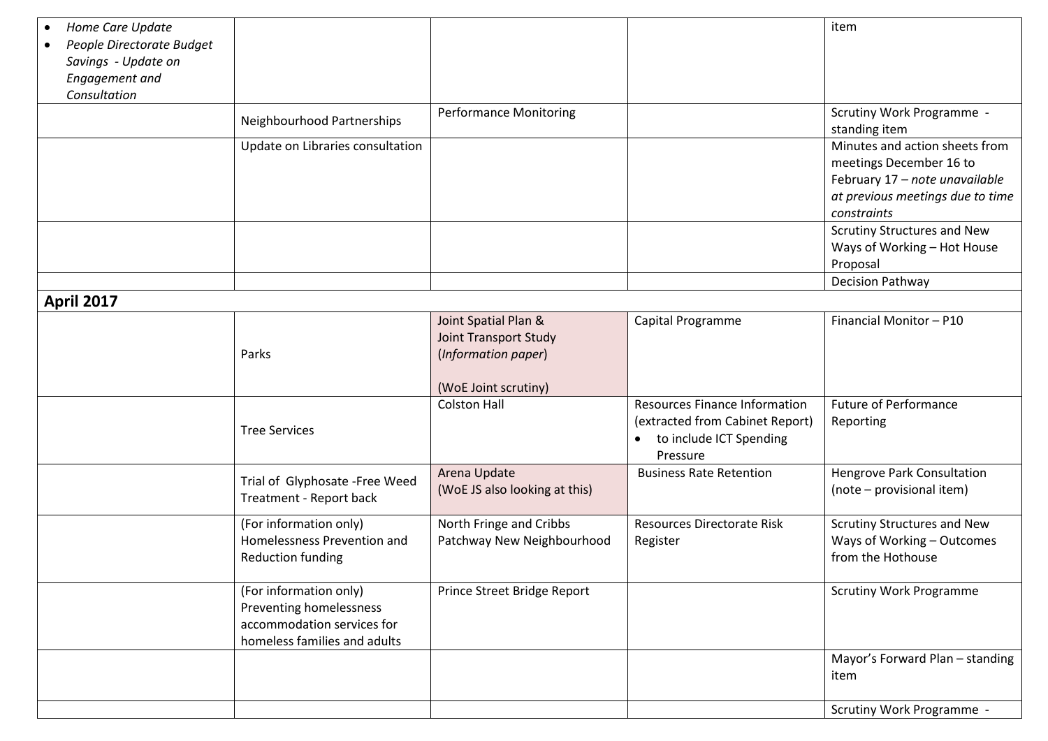| | | | | |
|---|---|---|---|---|
| • *Home Care Update*<br>• *People Directorate Budget Savings - Update on Engagement and Consultation* | | | | item |
| | Neighbourhood Partnerships | Performance Monitoring | | Scrutiny Work Programme - standing item |
| | Update on Libraries consultation | | | Minutes and action sheets from meetings December 16 to February 17 – *note unavailable at previous meetings due to time constraints* |
| | | | | Scrutiny Structures and New Ways of Working – Hot House Proposal |
| | | | | Decision Pathway |
| **April 2017** | | | | |
| | Parks | Joint Spatial Plan & Joint Transport Study (*Information paper*)<br><br>(WoE Joint scrutiny) | Capital Programme | Financial Monitor – P10 |
| | Tree Services | Colston Hall | Resources Finance Information (extracted from Cabinet Report)<br>• to include ICT Spending Pressure | Future of Performance Reporting |
| | Trial of Glyphosate -Free Weed Treatment - Report back | Arena Update (WoE JS also looking at this) | Business Rate Retention | Hengrove Park Consultation (note – provisional item) |
| | (For information only) Homelessness Prevention and Reduction funding | North Fringe and Cribbs Patchway New Neighbourhood | Resources Directorate Risk Register | Scrutiny Structures and New Ways of Working – Outcomes from the Hothouse |
| | (For information only) Preventing homelessness accommodation services for homeless families and adults | Prince Street Bridge Report | | Scrutiny Work Programme |
| | | | | Mayor's Forward Plan – standing item |
| | | | | Scrutiny Work Programme - |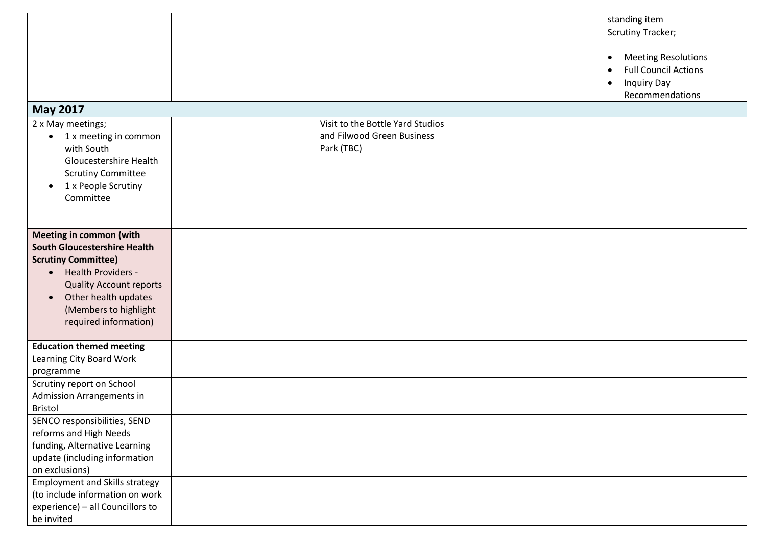| | | | | |
|---|---|---|---|---|
| | | | | standing item |
| | | | | Scrutiny Tracker;<br><br>• Meeting Resolutions<br>• Full Council Actions<br>• Inquiry Day Recommendations |
| **May 2017** | | | | |
| 2 x May meetings;<br>• 1 x meeting in common with South Gloucestershire Health Scrutiny Committee<br>• 1 x People Scrutiny Committee | | Visit to the Bottle Yard Studios and Filwood Green Business Park (TBC) | | |
| **Meeting in common (with South Gloucestershire Health Scrutiny Committee)**<br>• Health Providers - Quality Account reports<br>• Other health updates (Members to highlight required information) | | | | |
| **Education themed meeting**<br>Learning City Board Work programme | | | | |
| Scrutiny report on School Admission Arrangements in Bristol | | | | |
| SENCO responsibilities, SEND reforms and High Needs funding, Alternative Learning update (including information on exclusions) | | | | |
| Employment and Skills strategy (to include information on work experience) – all Councillors to be invited | | | | |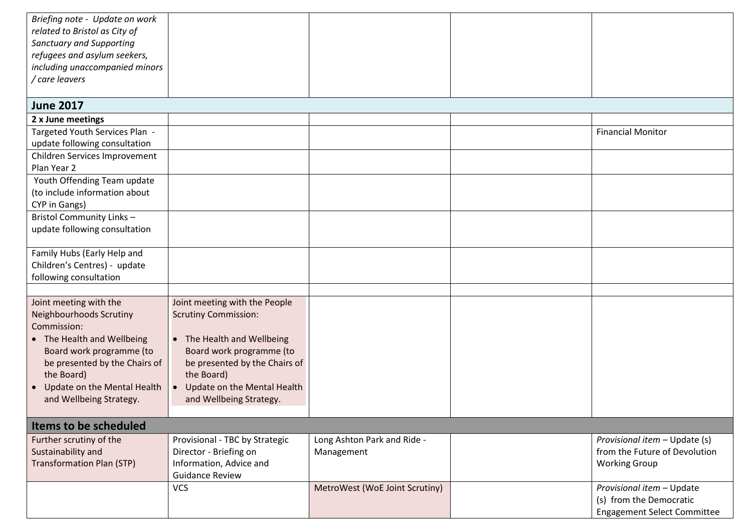| | | | | |
|---|---|---|---|---|
| *Briefing note - Update on work related to Bristol as City of Sanctuary and Supporting refugees and asylum seekers, including unaccompanied minors / care leavers* | | | | |
| **June 2017** | | | | |
| **2 x June meetings** | | | | |
| Targeted Youth Services Plan - update following consultation | | | | Financial Monitor |
| Children Services Improvement Plan Year 2 | | | | |
| Youth Offending Team update (to include information about CYP in Gangs) | | | | |
| Bristol Community Links – update following consultation | | | | |
| Family Hubs (Early Help and Children's Centres) - update following consultation | | | | |
| | | | | |
| Joint meeting with the Neighbourhoods Scrutiny Commission:<br>• The Health and Wellbeing Board work programme (to be presented by the Chairs of the Board)<br>• Update on the Mental Health and Wellbeing Strategy. | Joint meeting with the People Scrutiny Commission:<br>• The Health and Wellbeing Board work programme (to be presented by the Chairs of the Board)<br>• Update on the Mental Health and Wellbeing Strategy. | | | |
| **Items to be scheduled** | | | | |
| Further scrutiny of the Sustainability and Transformation Plan (STP) | Provisional - TBC by Strategic Director - Briefing on Information, Advice and Guidance Review | Long Ashton Park and Ride - Management | | *Provisional item* – Update (s) from the Future of Devolution Working Group |
| | VCS | MetroWest (WoE Joint Scrutiny) | | *Provisional item* – Update (s) from the Democratic Engagement Select Committee |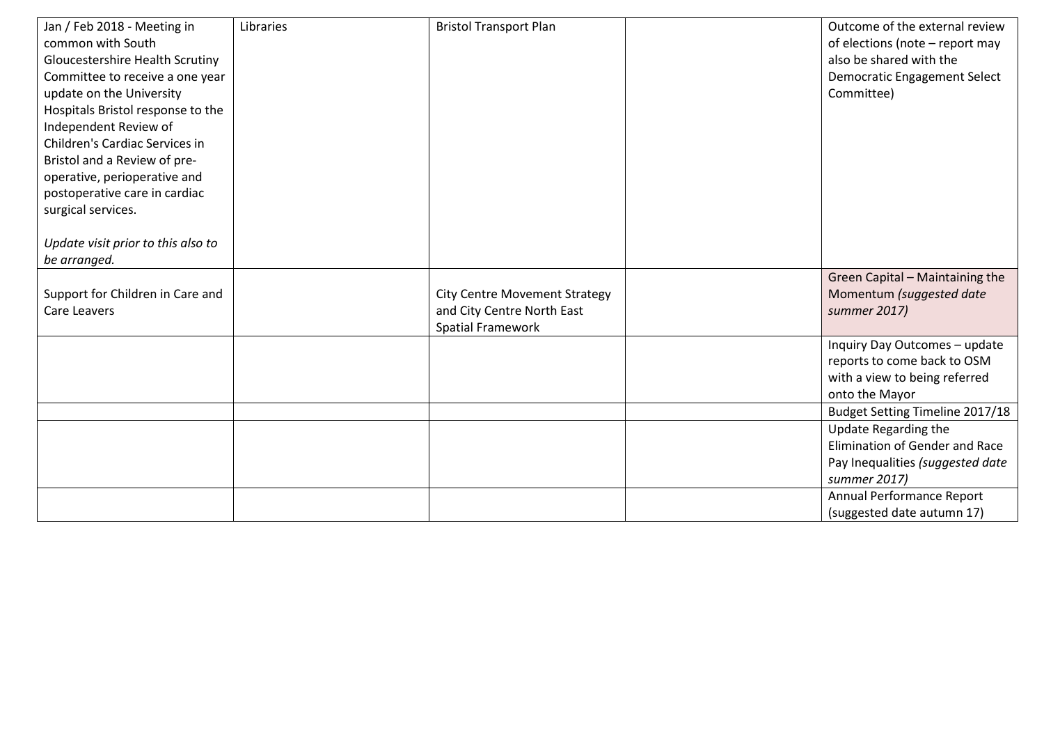| | | | | |
|---|---|---|---|---|
| Jan / Feb 2018 - Meeting in common with South Gloucestershire Health Scrutiny Committee to receive a one year update on the University Hospitals Bristol response to the Independent Review of Children's Cardiac Services in Bristol and a Review of pre-operative, perioperative and postoperative care in cardiac surgical services.<br><br>*Update visit prior to this also to be arranged.* | Libraries | Bristol Transport Plan | | Outcome of the external review of elections (note – report may also be shared with the Democratic Engagement Select Committee) |
| Support for Children in Care and Care Leavers | | City Centre Movement Strategy and City Centre North East Spatial Framework | | Green Capital – Maintaining the Momentum *(suggested date summer 2017)* |
| | | | | Inquiry Day Outcomes – update reports to come back to OSM with a view to being referred onto the Mayor |
| | | | | Budget Setting Timeline 2017/18 |
| | | | | Update Regarding the Elimination of Gender and Race Pay Inequalities *(suggested date summer 2017)* |
| | | | | Annual Performance Report (suggested date autumn 17) |